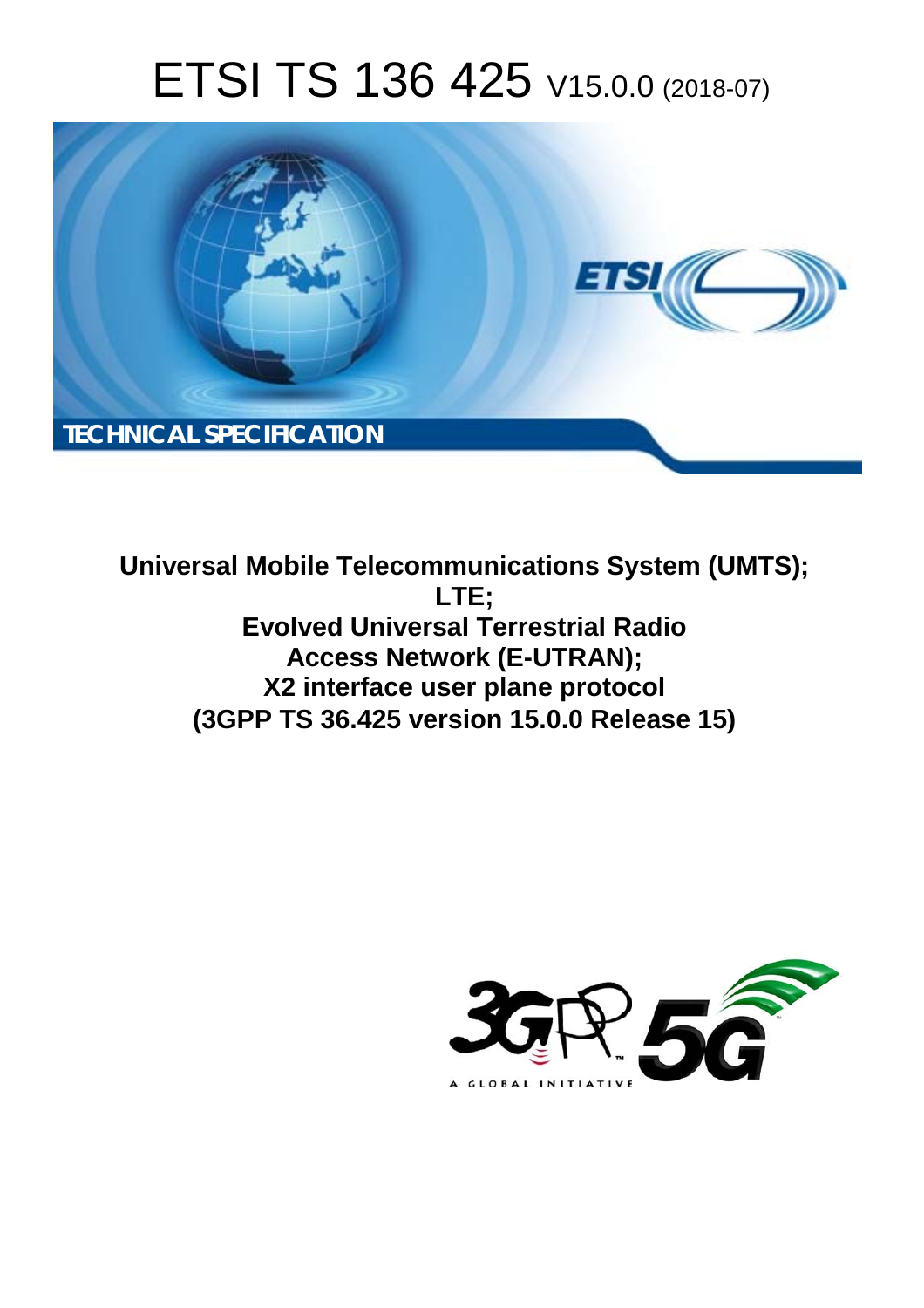# ETSI TS 136 425 V15.0.0 (2018-07)

**TECHNICAL SPECIFICATION**

**Universal Mobile Telecommunications System (UMTS);**
**LTE;**
**Evolved Universal Terrestrial Radio Access Network (E-UTRAN);**
**X2 interface user plane protocol**
**(3GPP TS 36.425 version 15.0.0 Release 15)**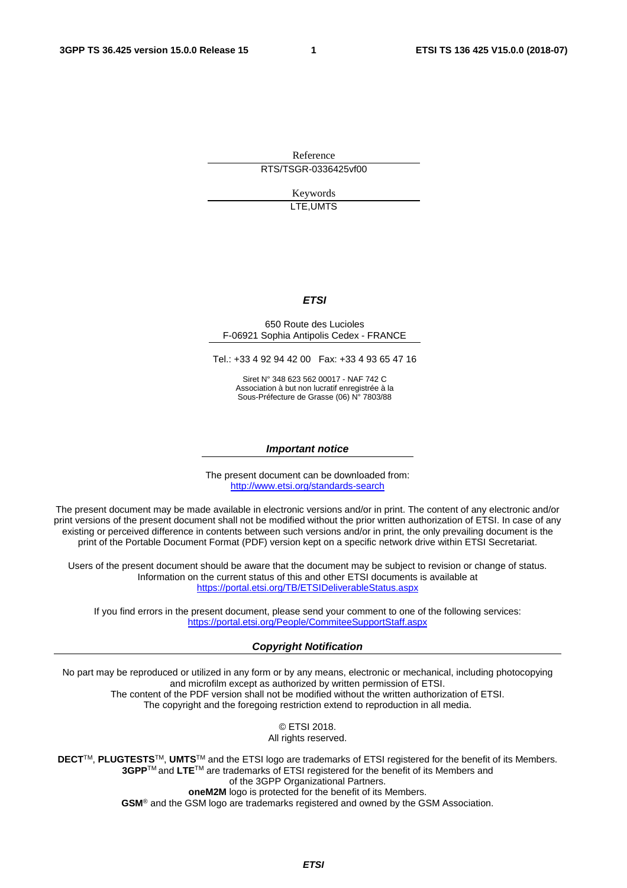Reference

RTS/TSGR-0336425vf00

Keywords

LTE,UMTS

***ETSI***

650 Route des Lucioles
F-06921 Sophia Antipolis Cedex - FRANCE

Tel.: +33 4 92 94 42 00   Fax: +33 4 93 65 47 16

Siret N° 348 623 562 00017 - NAF 742 C
Association à but non lucratif enregistrée à la
Sous-Préfecture de Grasse (06) N° 7803/88

***Important notice***

The present document can be downloaded from:
http://www.etsi.org/standards-search

The present document may be made available in electronic versions and/or in print. The content of any electronic and/or print versions of the present document shall not be modified without the prior written authorization of ETSI. In case of any existing or perceived difference in contents between such versions and/or in print, the only prevailing document is the print of the Portable Document Format (PDF) version kept on a specific network drive within ETSI Secretariat.

Users of the present document should be aware that the document may be subject to revision or change of status. Information on the current status of this and other ETSI documents is available at
https://portal.etsi.org/TB/ETSIDeliverableStatus.aspx

If you find errors in the present document, please send your comment to one of the following services:
https://portal.etsi.org/People/CommiteeSupportStaff.aspx

***Copyright Notification***

No part may be reproduced or utilized in any form or by any means, electronic or mechanical, including photocopying and microfilm except as authorized by written permission of ETSI.
The content of the PDF version shall not be modified without the written authorization of ETSI.
The copyright and the foregoing restriction extend to reproduction in all media.

© ETSI 2018.
All rights reserved.

**DECT**TM, **PLUGTESTS**TM, **UMTS**TM and the ETSI logo are trademarks of ETSI registered for the benefit of its Members.
**3GPP**TM and **LTE**TM are trademarks of ETSI registered for the benefit of its Members and of the 3GPP Organizational Partners.
**oneM2M** logo is protected for the benefit of its Members.
**GSM**® and the GSM logo are trademarks registered and owned by the GSM Association.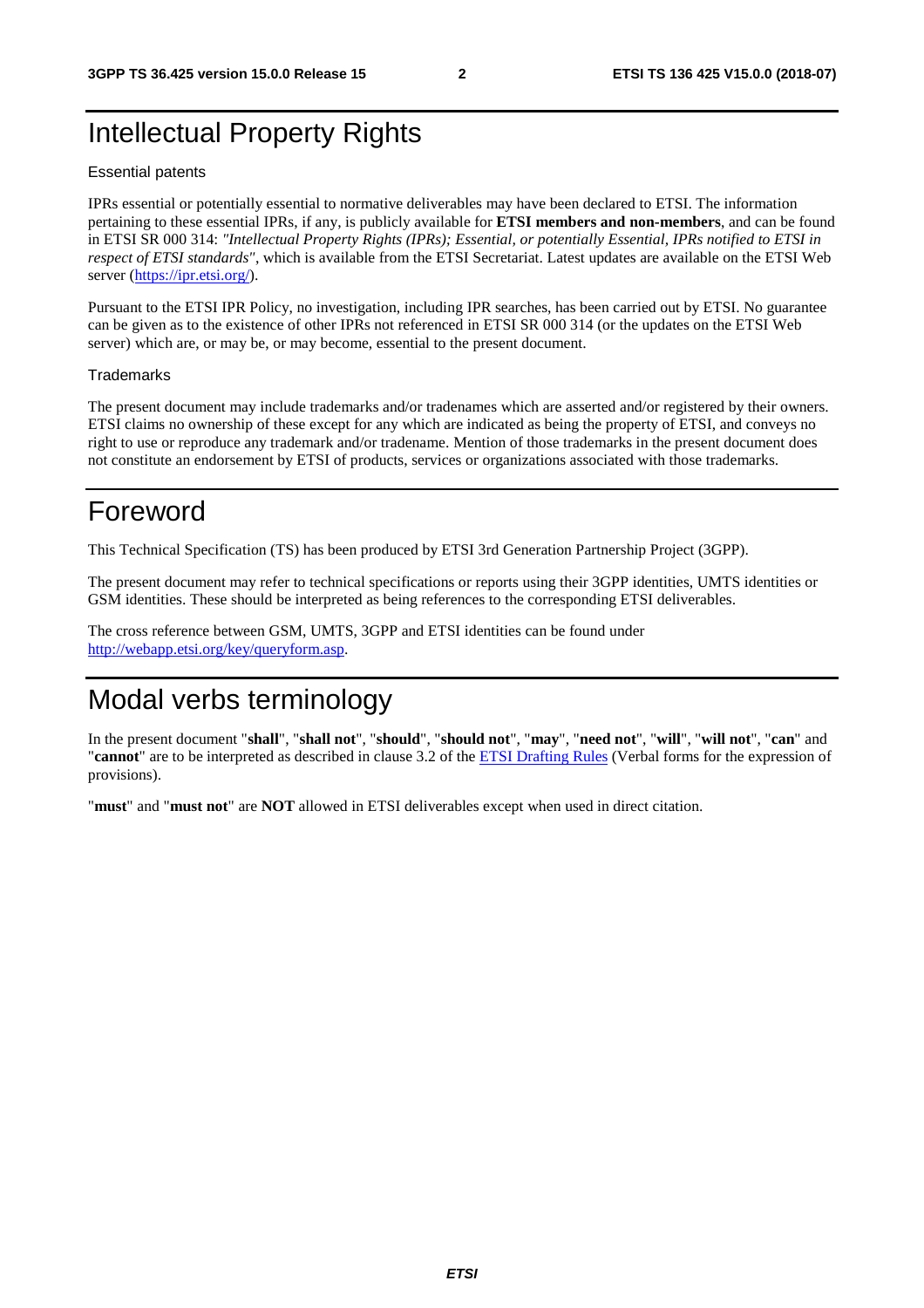# Intellectual Property Rights

Essential patents

IPRs essential or potentially essential to normative deliverables may have been declared to ETSI. The information pertaining to these essential IPRs, if any, is publicly available for **ETSI members and non-members**, and can be found in ETSI SR 000 314: *"Intellectual Property Rights (IPRs); Essential, or potentially Essential, IPRs notified to ETSI in respect of ETSI standards"*, which is available from the ETSI Secretariat. Latest updates are available on the ETSI Web server (https://ipr.etsi.org/).

Pursuant to the ETSI IPR Policy, no investigation, including IPR searches, has been carried out by ETSI. No guarantee can be given as to the existence of other IPRs not referenced in ETSI SR 000 314 (or the updates on the ETSI Web server) which are, or may be, or may become, essential to the present document.

Trademarks

The present document may include trademarks and/or tradenames which are asserted and/or registered by their owners. ETSI claims no ownership of these except for any which are indicated as being the property of ETSI, and conveys no right to use or reproduce any trademark and/or tradename. Mention of those trademarks in the present document does not constitute an endorsement by ETSI of products, services or organizations associated with those trademarks.

# Foreword

This Technical Specification (TS) has been produced by ETSI 3rd Generation Partnership Project (3GPP).

The present document may refer to technical specifications or reports using their 3GPP identities, UMTS identities or GSM identities. These should be interpreted as being references to the corresponding ETSI deliverables.

The cross reference between GSM, UMTS, 3GPP and ETSI identities can be found under http://webapp.etsi.org/key/queryform.asp.

# Modal verbs terminology

In the present document "**shall**", "**shall not**", "**should**", "**should not**", "**may**", "**need not**", "**will**", "**will not**", "**can**" and "**cannot**" are to be interpreted as described in clause 3.2 of the ETSI Drafting Rules (Verbal forms for the expression of provisions).

"**must**" and "**must not**" are **NOT** allowed in ETSI deliverables except when used in direct citation.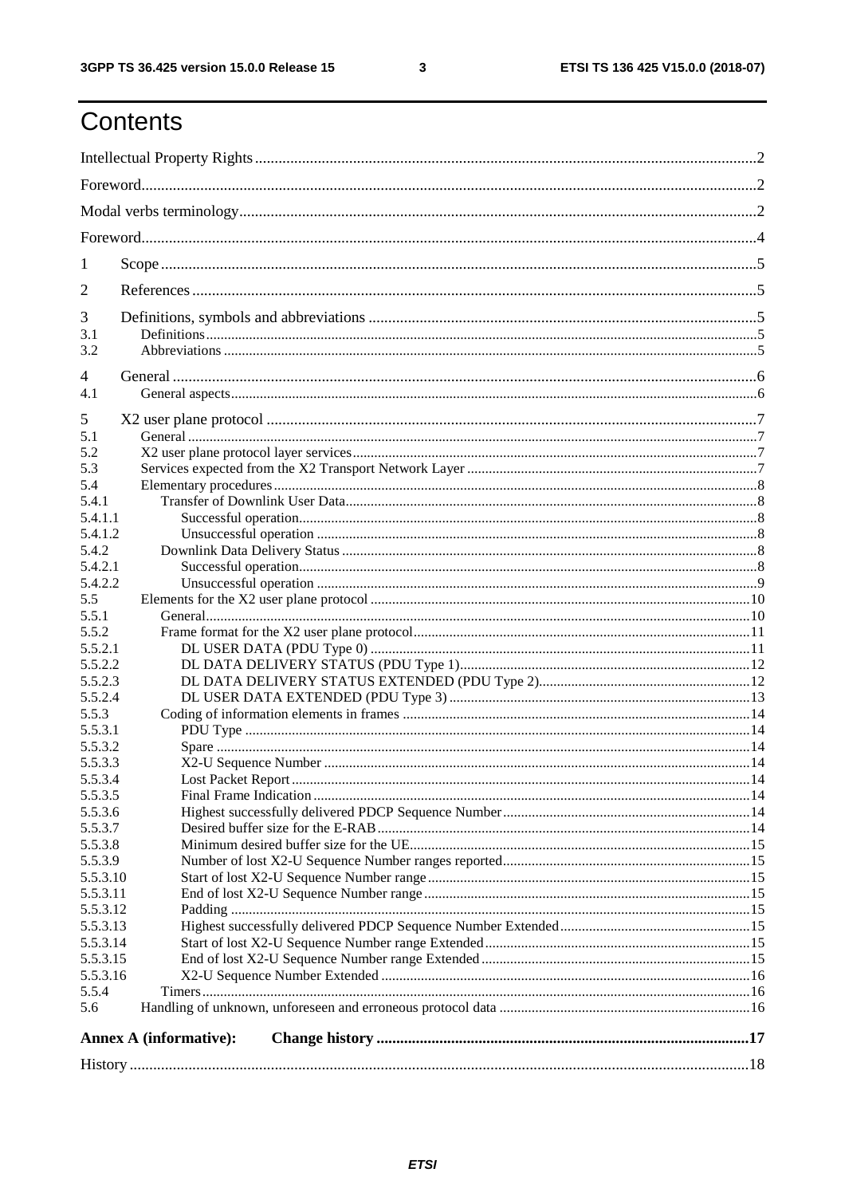# Contents

Intellectual Property Rights ........................................................................................................................ 2

Foreword ....................................................................................................................................................... 2

Modal verbs terminology .............................................................................................................................. 2

Foreword ....................................................................................................................................................... 4

1 Scope ......................................................................................................................................................... 5

2 References .................................................................................................................................................. 5

3 Definitions, symbols and abbreviations ....................................................................................................... 5
3.1 Definitions .................................................................................................................................................. 5
3.2 Abbreviations ............................................................................................................................................. 5

4 General ....................................................................................................................................................... 6
4.1 General aspects .......................................................................................................................................... 6

5 X2 user plane protocol ................................................................................................................................ 7
5.1 General ....................................................................................................................................................... 7
5.2 X2 user plane protocol layer services ......................................................................................................... 7
5.3 Services expected from the X2 Transport Network Layer ......................................................................... 7
5.4 Elementary procedures ............................................................................................................................... 8
5.4.1 Transfer of Downlink User Data ............................................................................................................. 8
5.4.1.1 Successful operation ............................................................................................................................. 8
5.4.1.2 Unsuccessful operation ......................................................................................................................... 8
5.4.2 Downlink Data Delivery Status ............................................................................................................... 8
5.4.2.1 Successful operation ............................................................................................................................. 8
5.4.2.2 Unsuccessful operation ......................................................................................................................... 9
5.5 Elements for the X2 user plane protocol .................................................................................................. 10
5.5.1 General ................................................................................................................................................... 10
5.5.2 Frame format for the X2 user plane protocol ......................................................................................... 11
5.5.2.1 DL USER DATA (PDU Type 0) ......................................................................................................... 11
5.5.2.2 DL DATA DELIVERY STATUS (PDU Type 1) ................................................................................ 12
5.5.2.3 DL DATA DELIVERY STATUS EXTENDED (PDU Type 2) .......................................................... 12
5.5.2.4 DL USER DATA EXTENDED (PDU Type 3) ................................................................................... 13
5.5.3 Coding of information elements in frames ............................................................................................ 14
5.5.3.1 PDU Type ........................................................................................................................................... 14
5.5.3.2 Spare ................................................................................................................................................... 14
5.5.3.3 X2-U Sequence Number ..................................................................................................................... 14
5.5.3.4 Lost Packet Report .............................................................................................................................. 14
5.5.3.5 Final Frame Indication ........................................................................................................................ 14
5.5.3.6 Highest successfully delivered PDCP Sequence Number .................................................................... 14
5.5.3.7 Desired buffer size for the E-RAB ...................................................................................................... 14
5.5.3.8 Minimum desired buffer size for the UE ............................................................................................. 15
5.5.3.9 Number of lost X2-U Sequence Number ranges reported .................................................................... 15
5.5.3.10 Start of lost X2-U Sequence Number range ......................................................................................... 15
5.5.3.11 End of lost X2-U Sequence Number range .......................................................................................... 15
5.5.3.12 Padding ............................................................................................................................................... 15
5.5.3.13 Highest successfully delivered PDCP Sequence Number Extended .................................................... 15
5.5.3.14 Start of lost X2-U Sequence Number range Extended ......................................................................... 15
5.5.3.15 End of lost X2-U Sequence Number range Extended .......................................................................... 15
5.5.3.16 X2-U Sequence Number Extended ..................................................................................................... 16
5.5.4 Timers .................................................................................................................................................... 16
5.6 Handling of unknown, unforeseen and erroneous protocol data ................................................................ 16

**Annex A (informative): Change history ..................................................................................................... 17**

History ......................................................................................................................................................... 18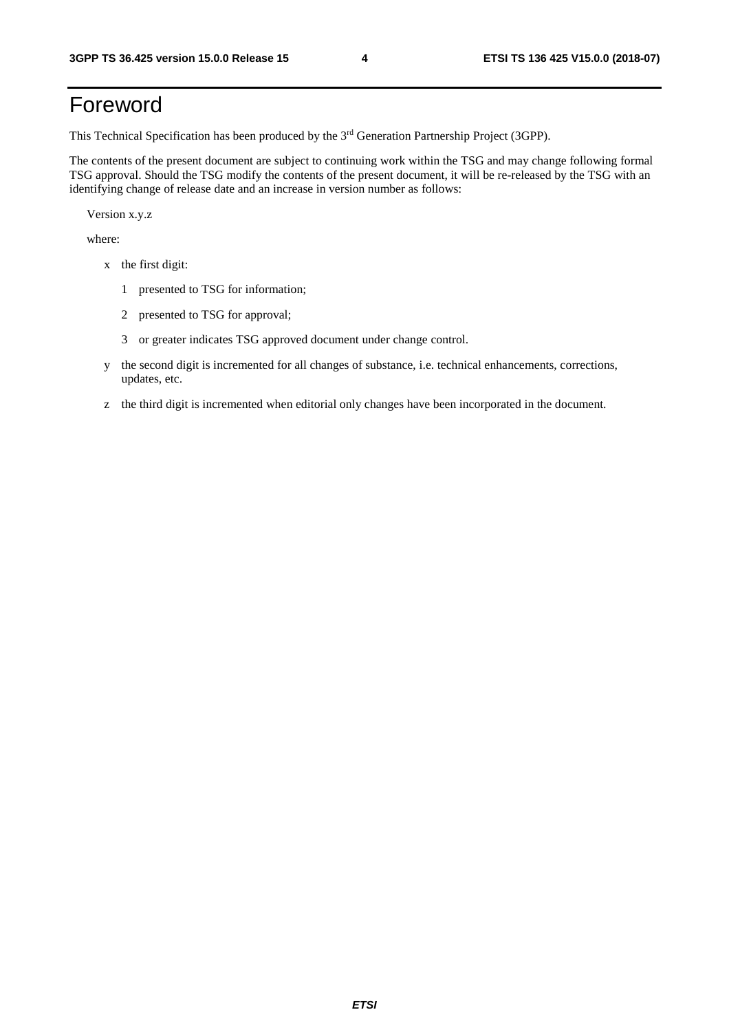# Foreword

This Technical Specification has been produced by the 3rd Generation Partnership Project (3GPP).

The contents of the present document are subject to continuing work within the TSG and may change following formal TSG approval. Should the TSG modify the contents of the present document, it will be re-released by the TSG with an identifying change of release date and an increase in version number as follows:

Version x.y.z

where:

- x the first digit:
  - 1 presented to TSG for information;
  - 2 presented to TSG for approval;
  - 3 or greater indicates TSG approved document under change control.
- y the second digit is incremented for all changes of substance, i.e. technical enhancements, corrections, updates, etc.
- z the third digit is incremented when editorial only changes have been incorporated in the document.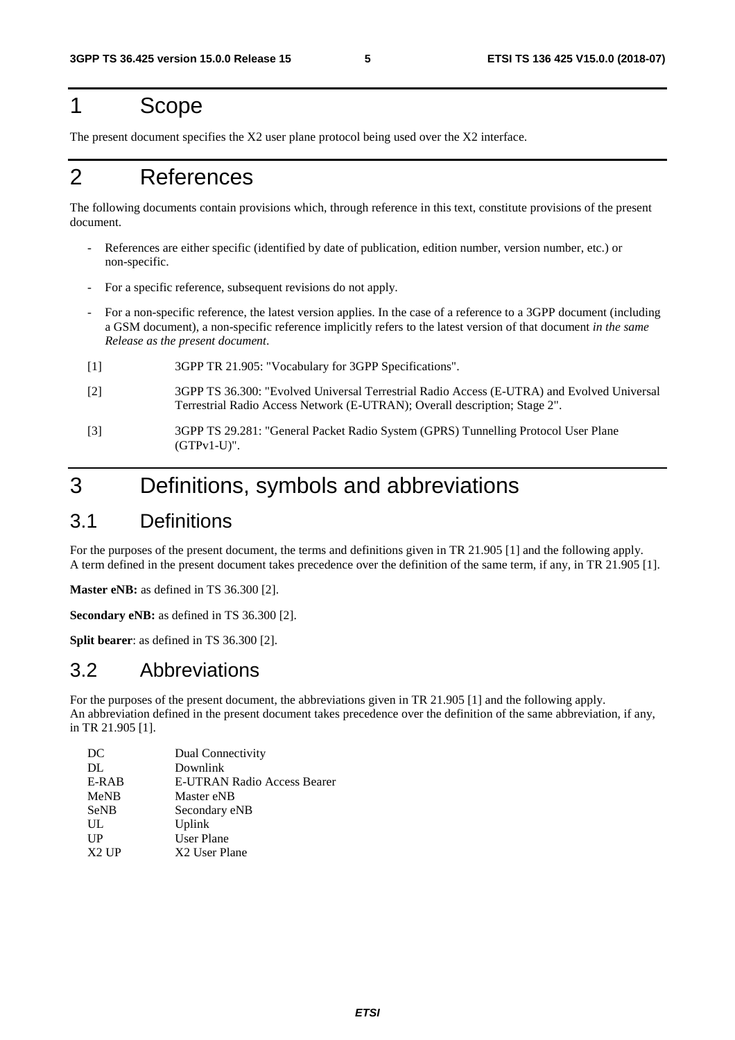# 1 Scope

The present document specifies the X2 user plane protocol being used over the X2 interface.

# 2 References

The following documents contain provisions which, through reference in this text, constitute provisions of the present document.

- References are either specific (identified by date of publication, edition number, version number, etc.) or non-specific.
- For a specific reference, subsequent revisions do not apply.
- For a non-specific reference, the latest version applies. In the case of a reference to a 3GPP document (including a GSM document), a non-specific reference implicitly refers to the latest version of that document *in the same Release as the present document*.

[1] 3GPP TR 21.905: "Vocabulary for 3GPP Specifications".

[2] 3GPP TS 36.300: "Evolved Universal Terrestrial Radio Access (E-UTRA) and Evolved Universal Terrestrial Radio Access Network (E-UTRAN); Overall description; Stage 2".

[3] 3GPP TS 29.281: "General Packet Radio System (GPRS) Tunnelling Protocol User Plane (GTPv1-U)".

# 3 Definitions, symbols and abbreviations

## 3.1 Definitions

For the purposes of the present document, the terms and definitions given in TR 21.905 [1] and the following apply. A term defined in the present document takes precedence over the definition of the same term, if any, in TR 21.905 [1].

**Master eNB:** as defined in TS 36.300 [2].

**Secondary eNB:** as defined in TS 36.300 [2].

**Split bearer**: as defined in TS 36.300 [2].

## 3.2 Abbreviations

For the purposes of the present document, the abbreviations given in TR 21.905 [1] and the following apply. An abbreviation defined in the present document takes precedence over the definition of the same abbreviation, if any, in TR 21.905 [1].

DC Dual Connectivity
DL Downlink
E-RAB E-UTRAN Radio Access Bearer
MeNB Master eNB
SeNB Secondary eNB
UL Uplink
UP User Plane
X2 UP X2 User Plane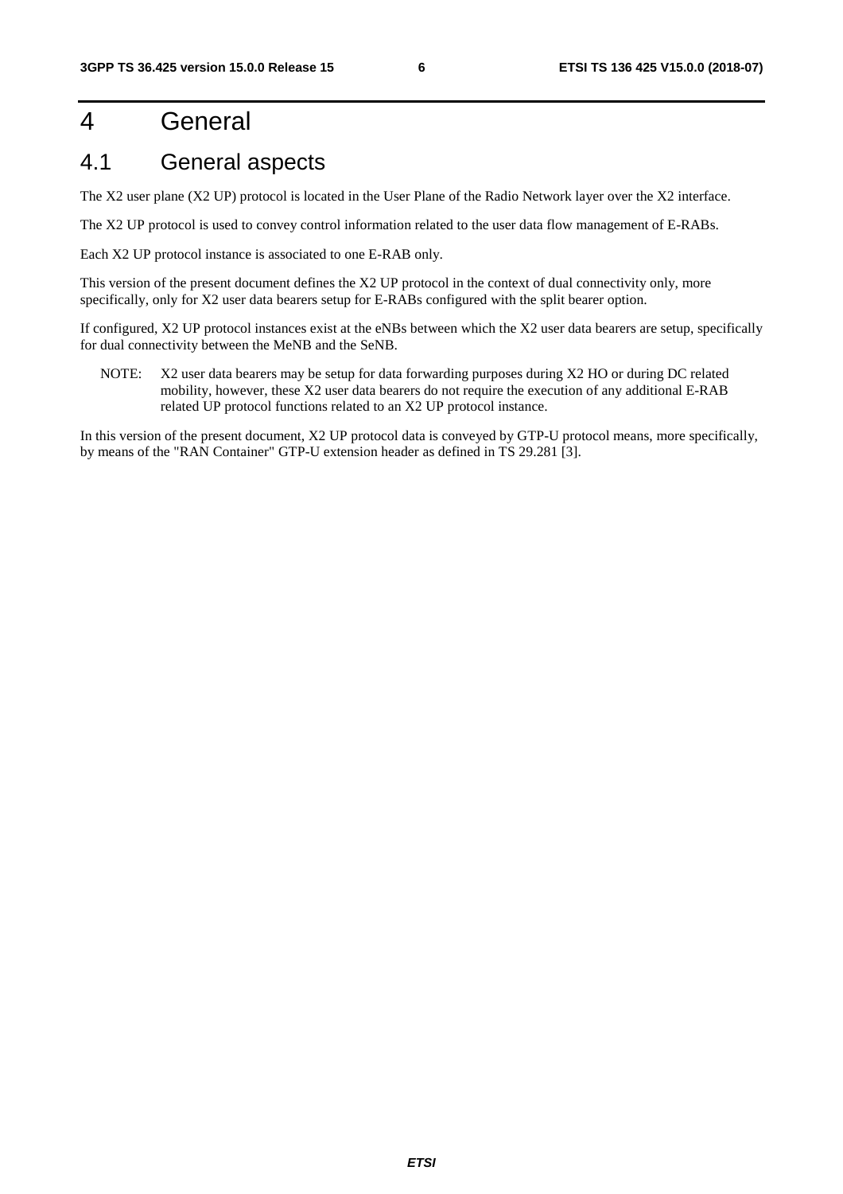# 4 General

## 4.1 General aspects

The X2 user plane (X2 UP) protocol is located in the User Plane of the Radio Network layer over the X2 interface.

The X2 UP protocol is used to convey control information related to the user data flow management of E-RABs.

Each X2 UP protocol instance is associated to one E-RAB only.

This version of the present document defines the X2 UP protocol in the context of dual connectivity only, more specifically, only for X2 user data bearers setup for E-RABs configured with the split bearer option.

If configured, X2 UP protocol instances exist at the eNBs between which the X2 user data bearers are setup, specifically for dual connectivity between the MeNB and the SeNB.

NOTE: X2 user data bearers may be setup for data forwarding purposes during X2 HO or during DC related mobility, however, these X2 user data bearers do not require the execution of any additional E-RAB related UP protocol functions related to an X2 UP protocol instance.

In this version of the present document, X2 UP protocol data is conveyed by GTP-U protocol means, more specifically, by means of the "RAN Container" GTP-U extension header as defined in TS 29.281 [3].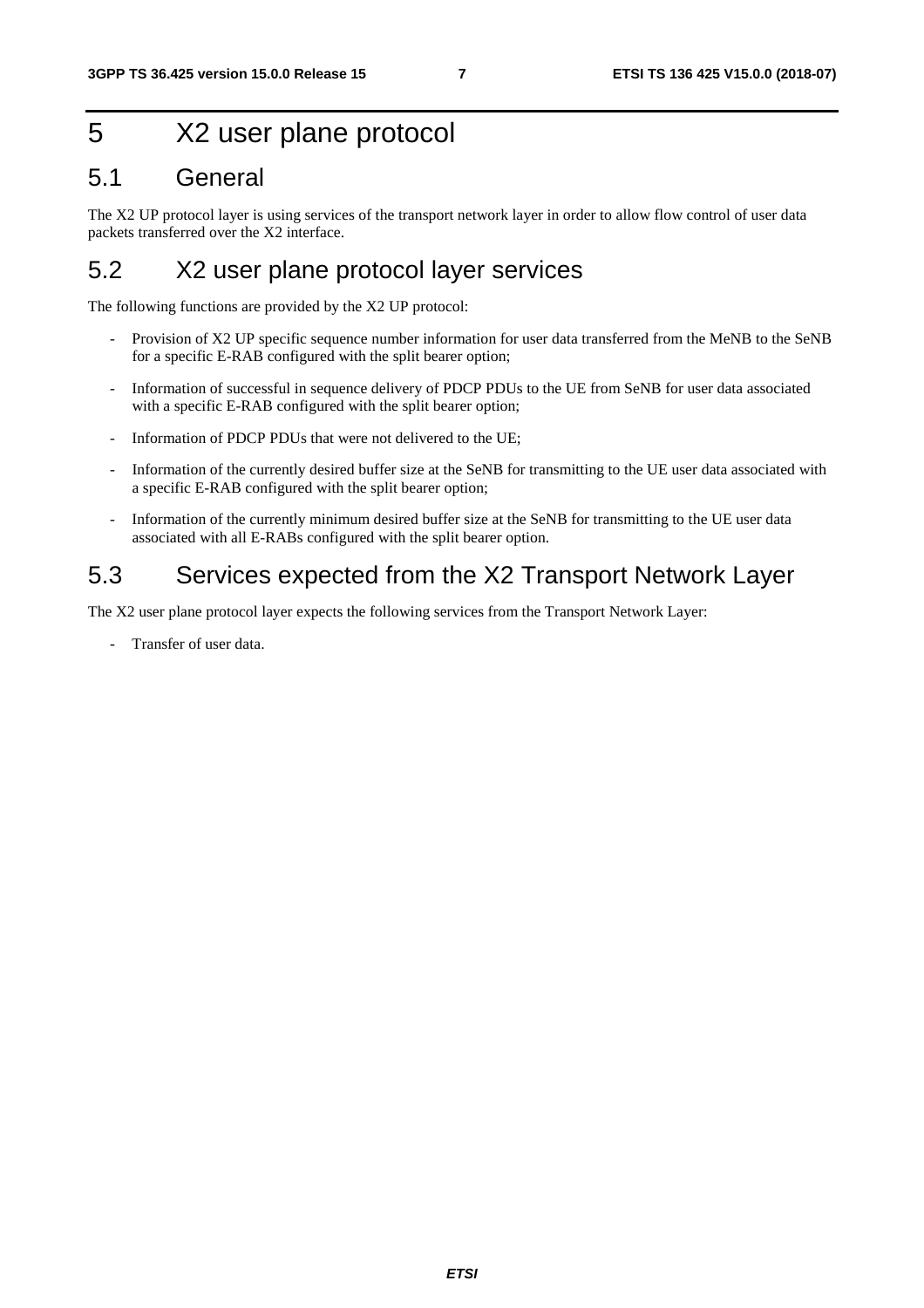# 5 X2 user plane protocol

## 5.1 General

The X2 UP protocol layer is using services of the transport network layer in order to allow flow control of user data packets transferred over the X2 interface.

## 5.2 X2 user plane protocol layer services

The following functions are provided by the X2 UP protocol:

- Provision of X2 UP specific sequence number information for user data transferred from the MeNB to the SeNB for a specific E-RAB configured with the split bearer option;
- Information of successful in sequence delivery of PDCP PDUs to the UE from SeNB for user data associated with a specific E-RAB configured with the split bearer option;
- Information of PDCP PDUs that were not delivered to the UE;
- Information of the currently desired buffer size at the SeNB for transmitting to the UE user data associated with a specific E-RAB configured with the split bearer option;
- Information of the currently minimum desired buffer size at the SeNB for transmitting to the UE user data associated with all E-RABs configured with the split bearer option.

## 5.3 Services expected from the X2 Transport Network Layer

The X2 user plane protocol layer expects the following services from the Transport Network Layer:

- Transfer of user data.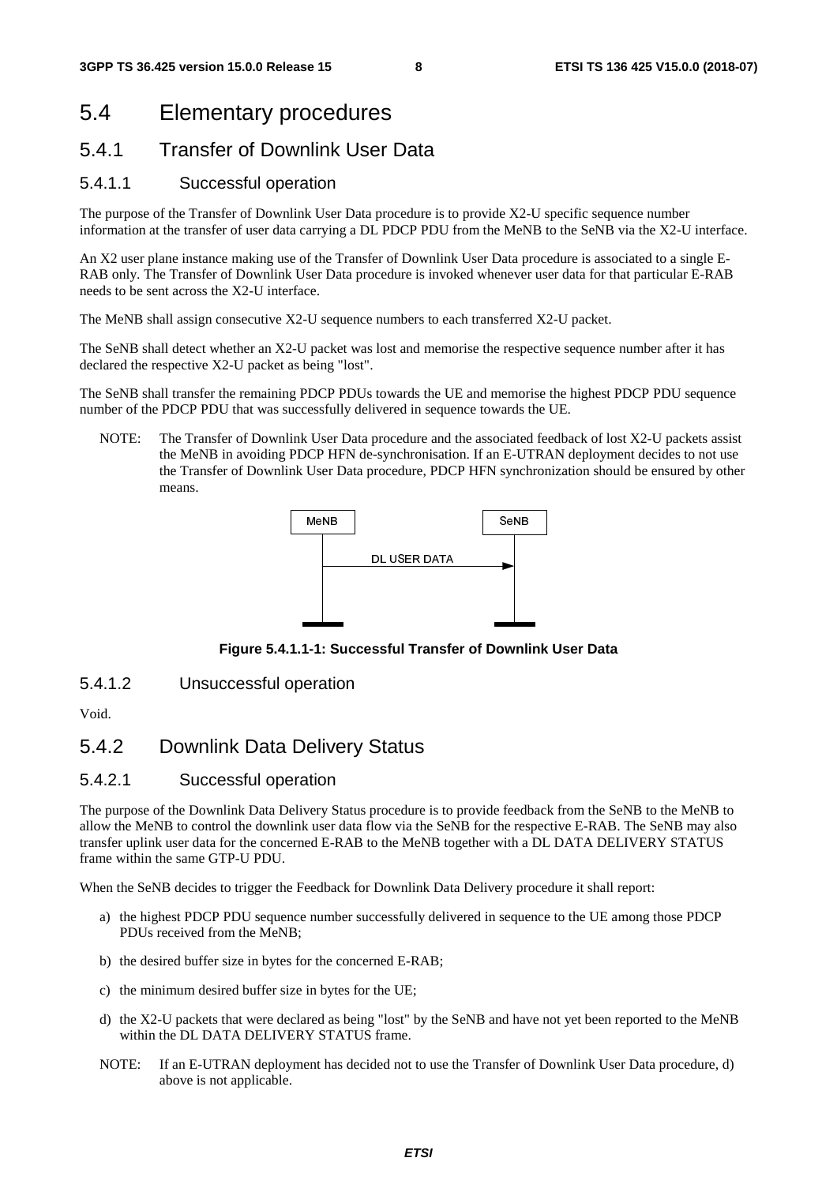# 5.4 Elementary procedures

## 5.4.1 Transfer of Downlink User Data

### 5.4.1.1 Successful operation

The purpose of the Transfer of Downlink User Data procedure is to provide X2-U specific sequence number information at the transfer of user data carrying a DL PDCP PDU from the MeNB to the SeNB via the X2-U interface.

An X2 user plane instance making use of the Transfer of Downlink User Data procedure is associated to a single E-RAB only. The Transfer of Downlink User Data procedure is invoked whenever user data for that particular E-RAB needs to be sent across the X2-U interface.

The MeNB shall assign consecutive X2-U sequence numbers to each transferred X2-U packet.

The SeNB shall detect whether an X2-U packet was lost and memorise the respective sequence number after it has declared the respective X2-U packet as being "lost".

The SeNB shall transfer the remaining PDCP PDUs towards the UE and memorise the highest PDCP PDU sequence number of the PDCP PDU that was successfully delivered in sequence towards the UE.

NOTE: The Transfer of Downlink User Data procedure and the associated feedback of lost X2-U packets assist the MeNB in avoiding PDCP HFN de-synchronisation. If an E-UTRAN deployment decides to not use the Transfer of Downlink User Data procedure, PDCP HFN synchronization should be ensured by other means.

MeNB → SeNB: DL USER DATA

**Figure 5.4.1.1-1: Successful Transfer of Downlink User Data**

### 5.4.1.2 Unsuccessful operation

Void.

## 5.4.2 Downlink Data Delivery Status

### 5.4.2.1 Successful operation

The purpose of the Downlink Data Delivery Status procedure is to provide feedback from the SeNB to the MeNB to allow the MeNB to control the downlink user data flow via the SeNB for the respective E-RAB. The SeNB may also transfer uplink user data for the concerned E-RAB to the MeNB together with a DL DATA DELIVERY STATUS frame within the same GTP-U PDU.

When the SeNB decides to trigger the Feedback for Downlink Data Delivery procedure it shall report:

a) the highest PDCP PDU sequence number successfully delivered in sequence to the UE among those PDCP PDUs received from the MeNB;

b) the desired buffer size in bytes for the concerned E-RAB;

c) the minimum desired buffer size in bytes for the UE;

d) the X2-U packets that were declared as being "lost" by the SeNB and have not yet been reported to the MeNB within the DL DATA DELIVERY STATUS frame.

NOTE: If an E-UTRAN deployment has decided not to use the Transfer of Downlink User Data procedure, d) above is not applicable.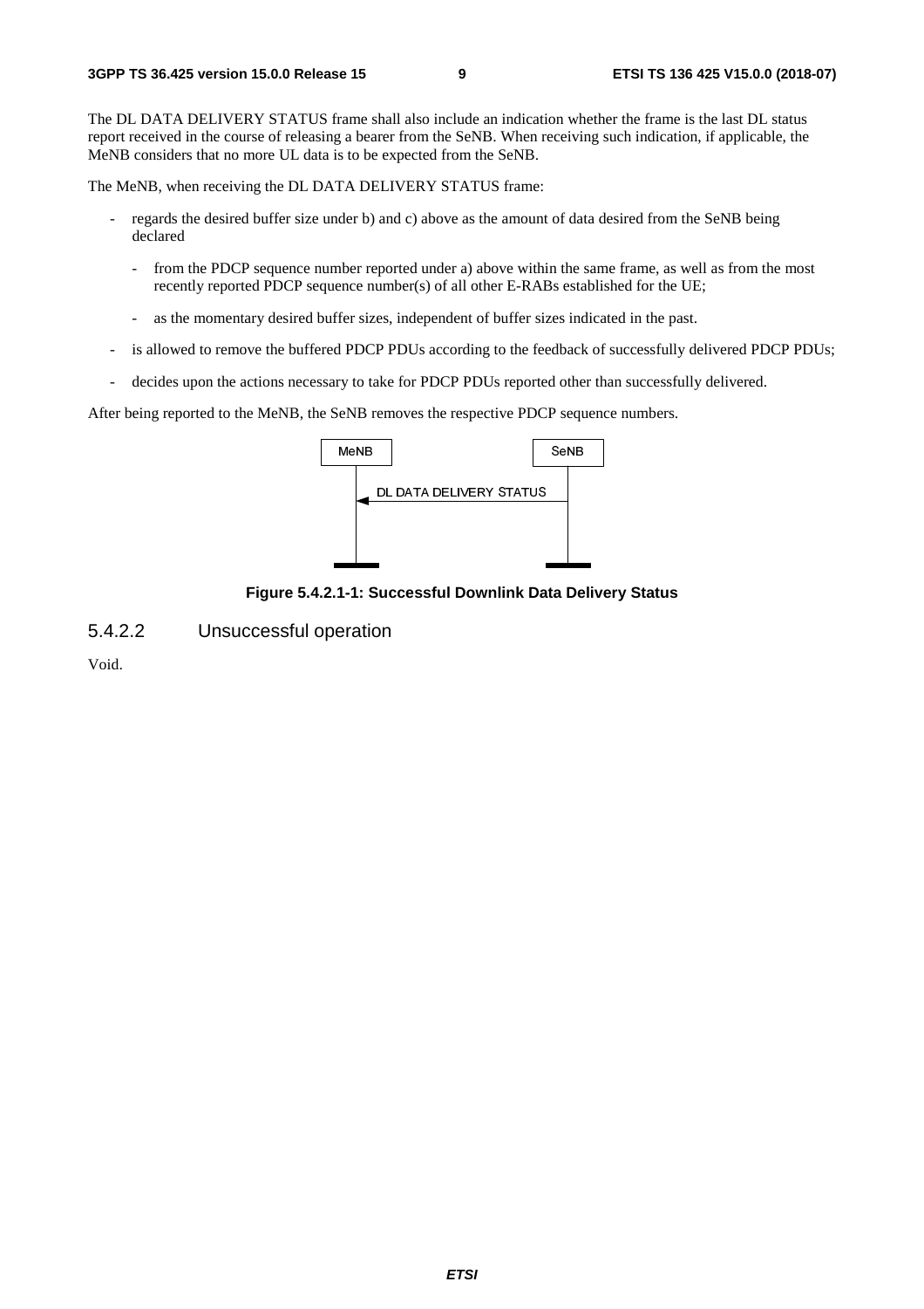The DL DATA DELIVERY STATUS frame shall also include an indication whether the frame is the last DL status report received in the course of releasing a bearer from the SeNB. When receiving such indication, if applicable, the MeNB considers that no more UL data is to be expected from the SeNB.

The MeNB, when receiving the DL DATA DELIVERY STATUS frame:

- regards the desired buffer size under b) and c) above as the amount of data desired from the SeNB being declared
    - from the PDCP sequence number reported under a) above within the same frame, as well as from the most recently reported PDCP sequence number(s) of all other E-RABs established for the UE;
    - as the momentary desired buffer sizes, independent of buffer sizes indicated in the past.
- is allowed to remove the buffered PDCP PDUs according to the feedback of successfully delivered PDCP PDUs;
- decides upon the actions necessary to take for PDCP PDUs reported other than successfully delivered.

After being reported to the MeNB, the SeNB removes the respective PDCP sequence numbers.

MeNB | SeNB

DL DATA DELIVERY STATUS

**Figure 5.4.2.1-1: Successful Downlink Data Delivery Status**

### 5.4.2.2 Unsuccessful operation

Void.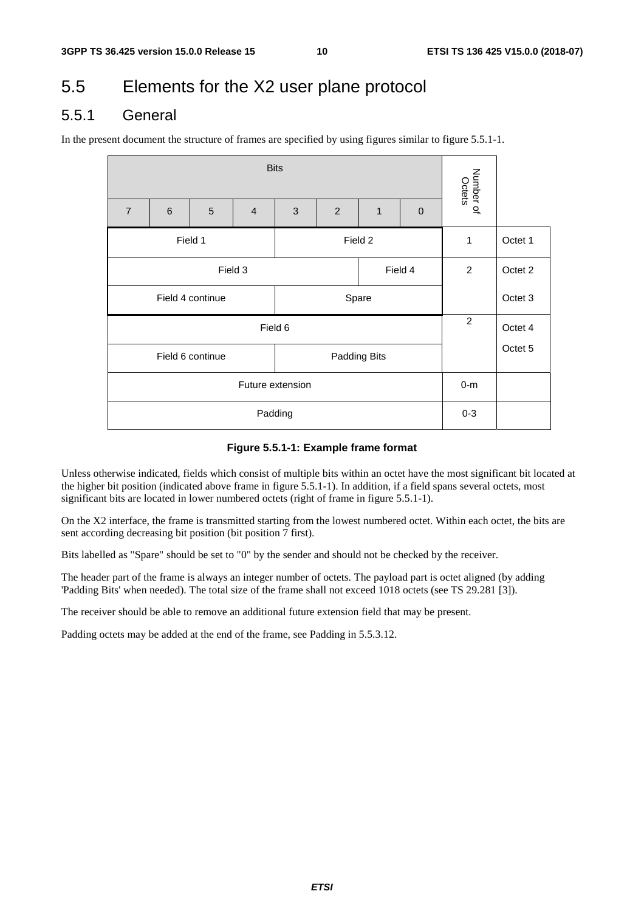## 5.5 Elements for the X2 user plane protocol

### 5.5.1 General

In the present document the structure of frames are specified by using figures similar to figure 5.5.1-1.

| Bits | | | | | | | | Number of Octets | |
|---|---|---|---|---|---|---|---|---|---|
| 7 | 6 | 5 | 4 | 3 | 2 | 1 | 0 | | |
| Field 1 | | | | Field 2 | | | | 1 | Octet 1 |
| Field 3 | | | | | | Field 4 | | 2 | Octet 2 |
| Field 4 continue | | | | Spare | | | | | Octet 3 |
| Field 6 | | | | | | | | 2 | Octet 4 |
| Field 6 continue | | | | Padding Bits | | | | | Octet 5 |
| Future extension | | | | | | | | 0-m | |
| Padding | | | | | | | | 0-3 | |

**Figure 5.5.1-1: Example frame format**

Unless otherwise indicated, fields which consist of multiple bits within an octet have the most significant bit located at the higher bit position (indicated above frame in figure 5.5.1-1). In addition, if a field spans several octets, most significant bits are located in lower numbered octets (right of frame in figure 5.5.1-1).

On the X2 interface, the frame is transmitted starting from the lowest numbered octet. Within each octet, the bits are sent according decreasing bit position (bit position 7 first).

Bits labelled as "Spare" should be set to "0" by the sender and should not be checked by the receiver.

The header part of the frame is always an integer number of octets. The payload part is octet aligned (by adding 'Padding Bits' when needed). The total size of the frame shall not exceed 1018 octets (see TS 29.281 [3]).

The receiver should be able to remove an additional future extension field that may be present.

Padding octets may be added at the end of the frame, see Padding in 5.5.3.12.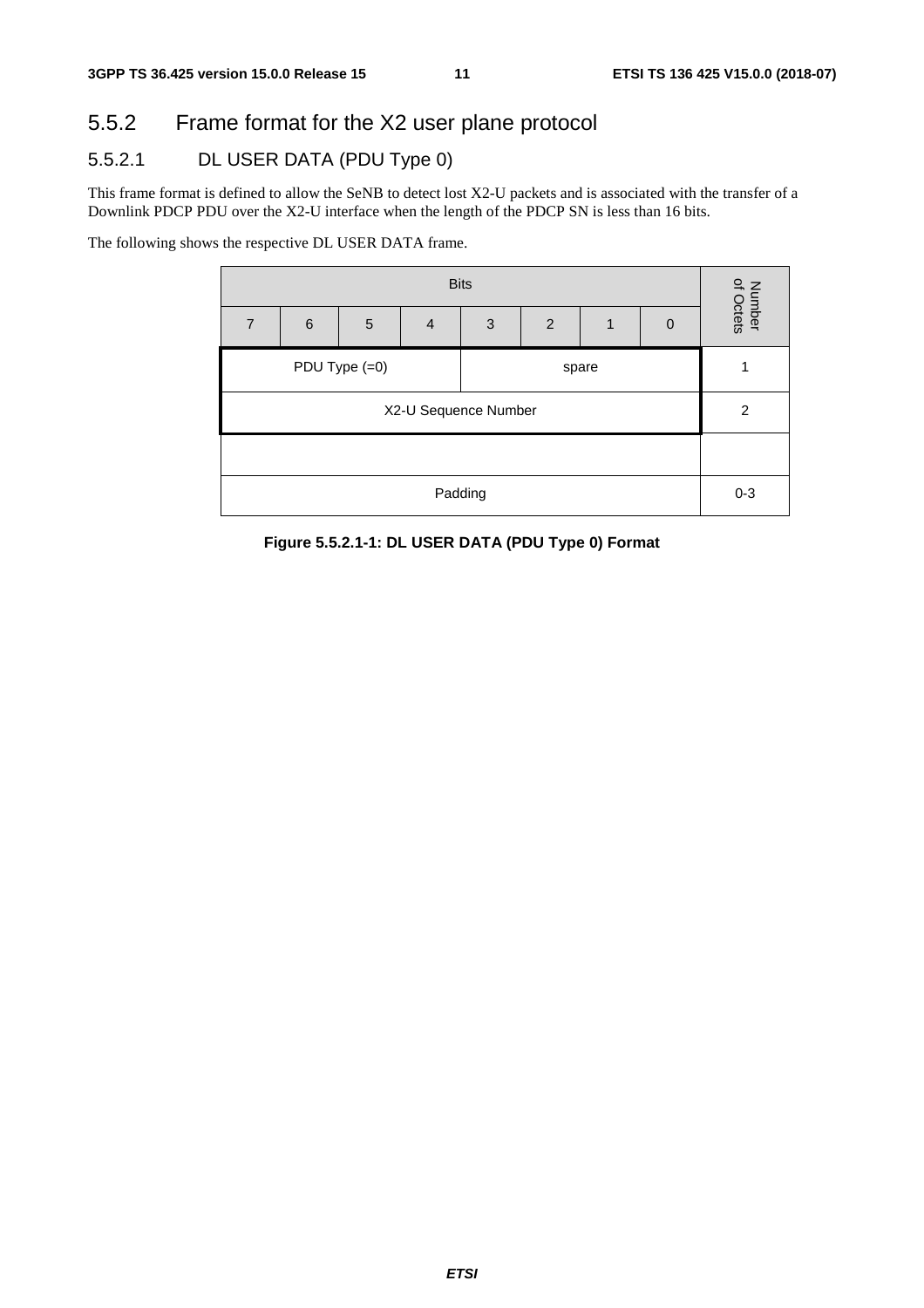## 5.5.2 Frame format for the X2 user plane protocol

### 5.5.2.1 DL USER DATA (PDU Type 0)

This frame format is defined to allow the SeNB to detect lost X2-U packets and is associated with the transfer of a Downlink PDCP PDU over the X2-U interface when the length of the PDCP SN is less than 16 bits.

The following shows the respective DL USER DATA frame.

| Bits | | | | | | | | Number of Octets |
|---|---|---|---|---|---|---|---|---|
| 7 | 6 | 5 | 4 | 3 | 2 | 1 | 0 | |
| PDU Type (=0) | | | | spare | | | | 1 |
| X2-U Sequence Number | | | | | | | | 2 |
| | | | | | | | | |
| Padding | | | | | | | | 0-3 |

**Figure 5.5.2.1-1: DL USER DATA (PDU Type 0) Format**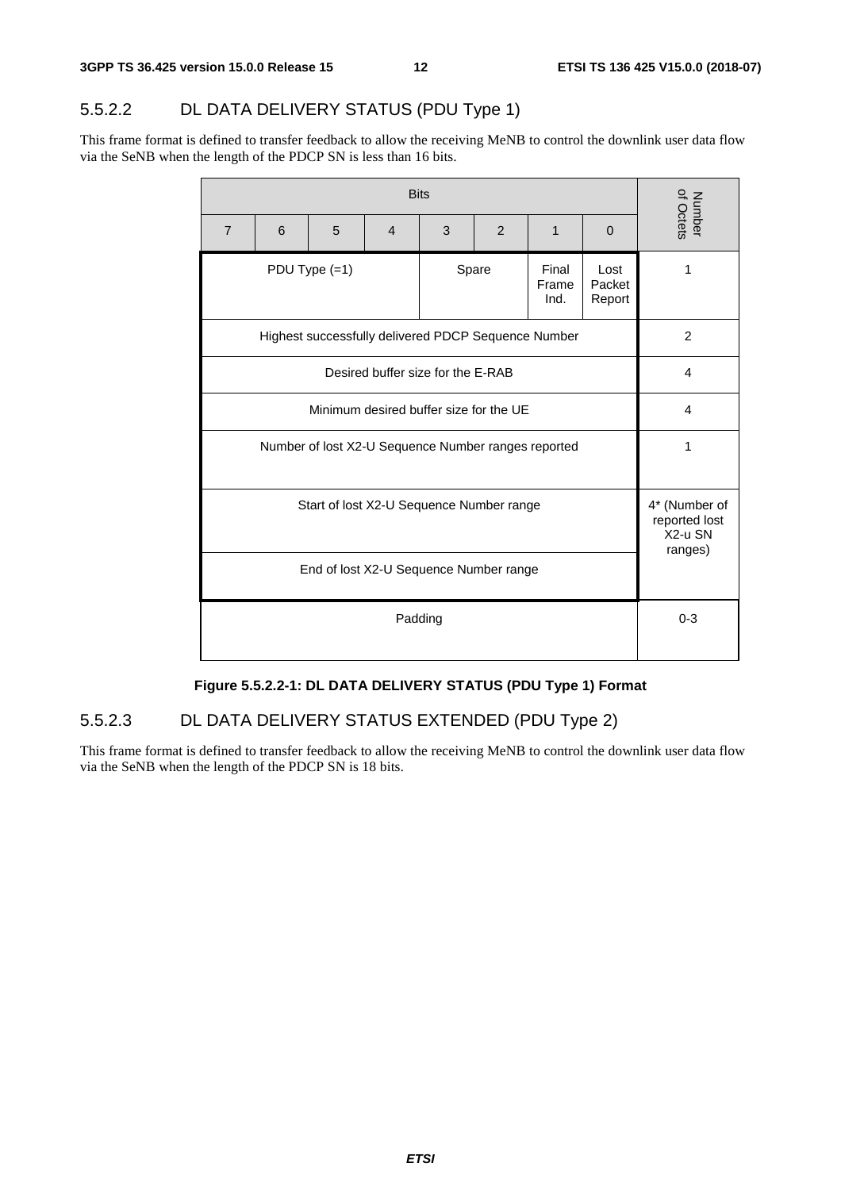### 5.5.2.2 DL DATA DELIVERY STATUS (PDU Type 1)

This frame format is defined to transfer feedback to allow the receiving MeNB to control the downlink user data flow via the SeNB when the length of the PDCP SN is less than 16 bits.

| Bits | | | | | | | | Number of Octets |
|---|---|---|---|---|---|---|---|---|
| 7 | 6 | 5 | 4 | 3 | 2 | 1 | 0 | |
| PDU Type (=1) | | | | Spare | | Final Frame Ind. | Lost Packet Report | 1 |
| Highest successfully delivered PDCP Sequence Number | | | | | | | | 2 |
| Desired buffer size for the E-RAB | | | | | | | | 4 |
| Minimum desired buffer size for the UE | | | | | | | | 4 |
| Number of lost X2-U Sequence Number ranges reported | | | | | | | | 1 |
| Start of lost X2-U Sequence Number range | | | | | | | | 4* (Number of reported lost X2-u SN ranges) |
| End of lost X2-U Sequence Number range | | | | | | | | |
| Padding | | | | | | | | 0-3 |

**Figure 5.5.2.2-1: DL DATA DELIVERY STATUS (PDU Type 1) Format**

### 5.5.2.3 DL DATA DELIVERY STATUS EXTENDED (PDU Type 2)

This frame format is defined to transfer feedback to allow the receiving MeNB to control the downlink user data flow via the SeNB when the length of the PDCP SN is 18 bits.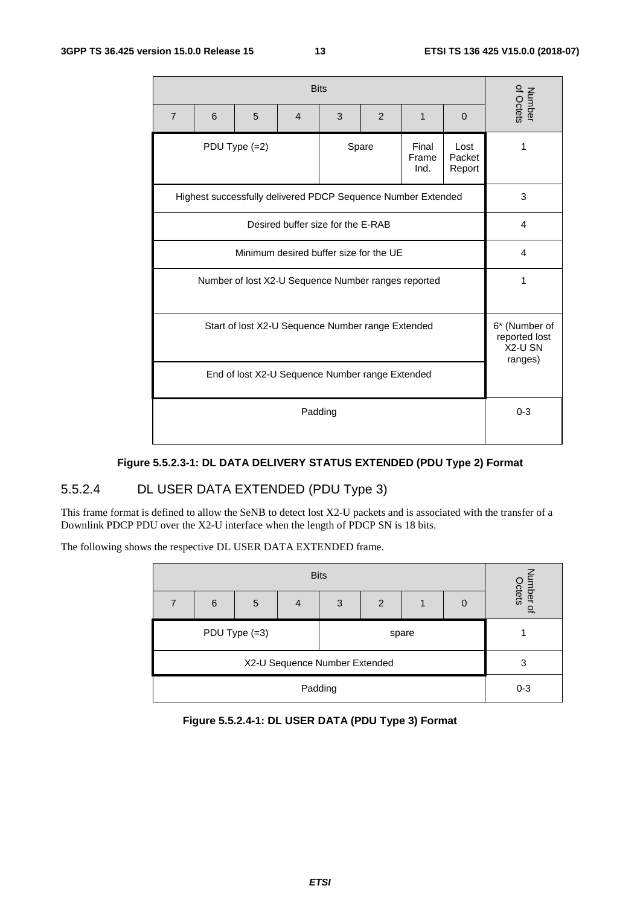| Bits | | | | | | | | Number of Octets |
|---|---|---|---|---|---|---|---|---|
| 7 | 6 | 5 | 4 | 3 | 2 | 1 | 0 | |
| PDU Type (=2) | | | | Spare | | Final Frame Ind. | Lost Packet Report | 1 |
| Highest successfully delivered PDCP Sequence Number Extended | | | | | | | | 3 |
| Desired buffer size for the E-RAB | | | | | | | | 4 |
| Minimum desired buffer size for the UE | | | | | | | | 4 |
| Number of lost X2-U Sequence Number ranges reported | | | | | | | | 1 |
| Start of lost X2-U Sequence Number range Extended | | | | | | | | 6* (Number of reported lost X2-U SN ranges) |
| End of lost X2-U Sequence Number range Extended | | | | | | | | |
| Padding | | | | | | | | 0-3 |

**Figure 5.5.2.3-1: DL DATA DELIVERY STATUS EXTENDED (PDU Type 2) Format**

### 5.5.2.4 DL USER DATA EXTENDED (PDU Type 3)

This frame format is defined to allow the SeNB to detect lost X2-U packets and is associated with the transfer of a Downlink PDCP PDU over the X2-U interface when the length of PDCP SN is 18 bits.

The following shows the respective DL USER DATA EXTENDED frame.

| Bits | | | | | | | | Number of Octets |
|---|---|---|---|---|---|---|---|---|
| 7 | 6 | 5 | 4 | 3 | 2 | 1 | 0 | |
| PDU Type (=3) | | | | spare | | | | 1 |
| X2-U Sequence Number Extended | | | | | | | | 3 |
| Padding | | | | | | | | 0-3 |

**Figure 5.5.2.4-1: DL USER DATA (PDU Type 3) Format**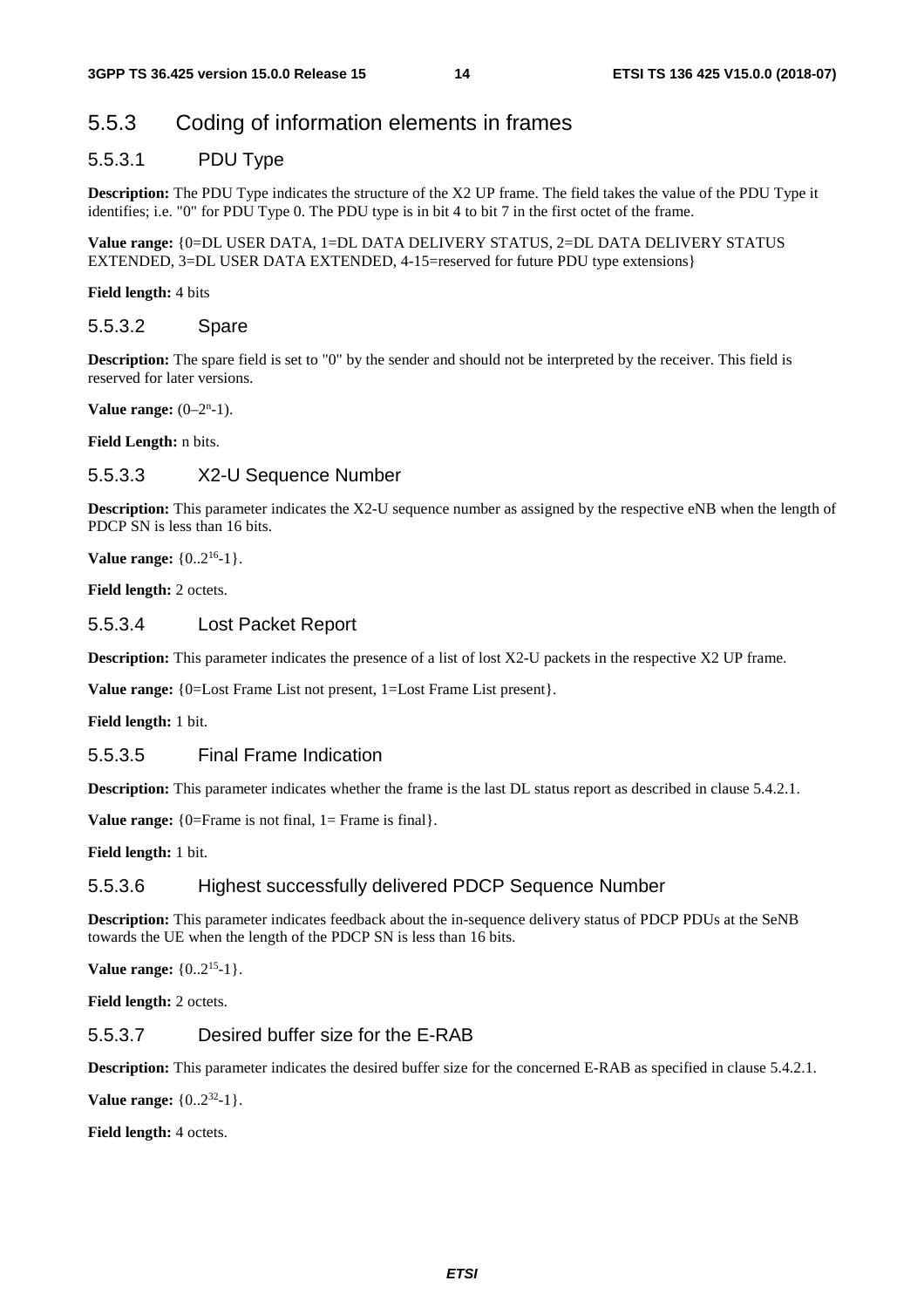## 5.5.3 Coding of information elements in frames

### 5.5.3.1 PDU Type

**Description:** The PDU Type indicates the structure of the X2 UP frame. The field takes the value of the PDU Type it identifies; i.e. "0" for PDU Type 0. The PDU type is in bit 4 to bit 7 in the first octet of the frame.

**Value range:** {0=DL USER DATA, 1=DL DATA DELIVERY STATUS, 2=DL DATA DELIVERY STATUS EXTENDED, 3=DL USER DATA EXTENDED, 4-15=reserved for future PDU type extensions}

**Field length:** 4 bits

### 5.5.3.2 Spare

**Description:** The spare field is set to "0" by the sender and should not be interpreted by the receiver. This field is reserved for later versions.

**Value range:** ($0–2^n$-1).

**Field Length:** n bits.

### 5.5.3.3 X2-U Sequence Number

**Description:** This parameter indicates the X2-U sequence number as assigned by the respective eNB when the length of PDCP SN is less than 16 bits.

**Value range:** {$0..2^{16}$-1}.

**Field length:** 2 octets.

### 5.5.3.4 Lost Packet Report

**Description:** This parameter indicates the presence of a list of lost X2-U packets in the respective X2 UP frame.

**Value range:** {0=Lost Frame List not present, 1=Lost Frame List present}.

**Field length:** 1 bit.

### 5.5.3.5 Final Frame Indication

**Description:** This parameter indicates whether the frame is the last DL status report as described in clause 5.4.2.1.

**Value range:** {0=Frame is not final, 1= Frame is final}.

**Field length:** 1 bit.

### 5.5.3.6 Highest successfully delivered PDCP Sequence Number

**Description:** This parameter indicates feedback about the in-sequence delivery status of PDCP PDUs at the SeNB towards the UE when the length of the PDCP SN is less than 16 bits.

**Value range:** {$0..2^{15}$-1}.

**Field length:** 2 octets.

### 5.5.3.7 Desired buffer size for the E-RAB

**Description:** This parameter indicates the desired buffer size for the concerned E-RAB as specified in clause 5.4.2.1.

**Value range:** {$0..2^{32}$-1}.

**Field length:** 4 octets.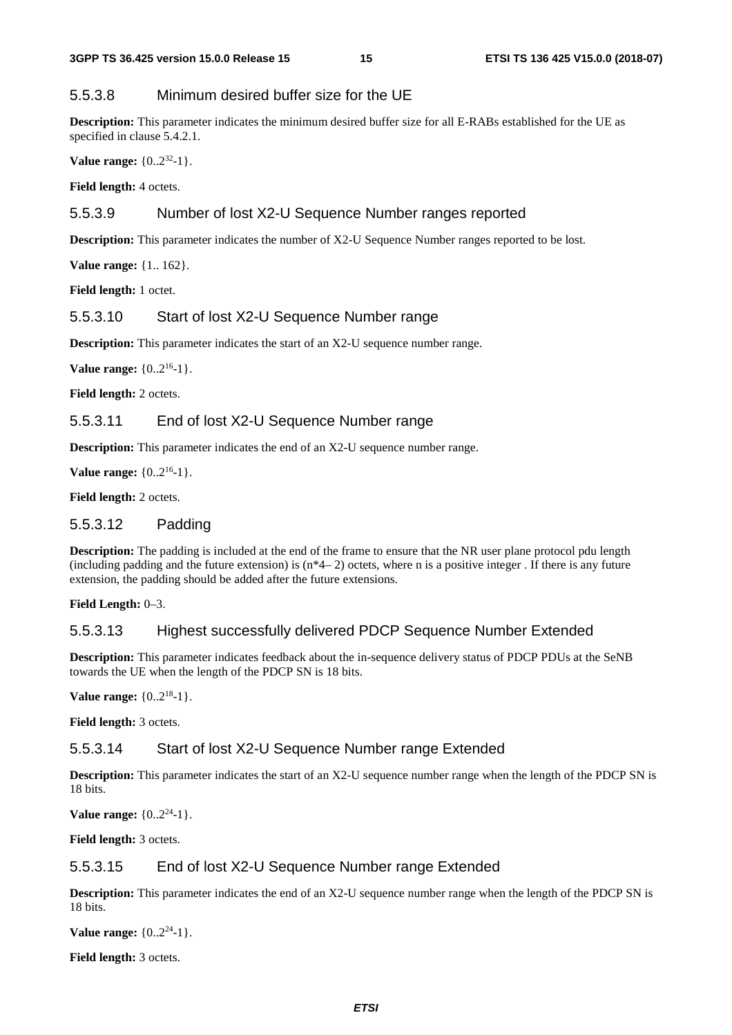#### 5.5.3.8 Minimum desired buffer size for the UE

**Description:** This parameter indicates the minimum desired buffer size for all E-RABs established for the UE as specified in clause 5.4.2.1.

**Value range:** {0..$2^{32}$-1}.

**Field length:** 4 octets.

#### 5.5.3.9 Number of lost X2-U Sequence Number ranges reported

**Description:** This parameter indicates the number of X2-U Sequence Number ranges reported to be lost.

**Value range:** {1.. 162}.

**Field length:** 1 octet.

#### 5.5.3.10 Start of lost X2-U Sequence Number range

**Description:** This parameter indicates the start of an X2-U sequence number range.

**Value range:** {0..$2^{16}$-1}.

**Field length:** 2 octets.

#### 5.5.3.11 End of lost X2-U Sequence Number range

**Description:** This parameter indicates the end of an X2-U sequence number range.

**Value range:** {0..$2^{16}$-1}.

**Field length:** 2 octets.

#### 5.5.3.12 Padding

**Description:** The padding is included at the end of the frame to ensure that the NR user plane protocol pdu length (including padding and the future extension) is (n*4– 2) octets, where n is a positive integer . If there is any future extension, the padding should be added after the future extensions.

**Field Length:** 0–3.

#### 5.5.3.13 Highest successfully delivered PDCP Sequence Number Extended

**Description:** This parameter indicates feedback about the in-sequence delivery status of PDCP PDUs at the SeNB towards the UE when the length of the PDCP SN is 18 bits.

**Value range:** {0..$2^{18}$-1}.

**Field length:** 3 octets.

#### 5.5.3.14 Start of lost X2-U Sequence Number range Extended

**Description:** This parameter indicates the start of an X2-U sequence number range when the length of the PDCP SN is 18 bits.

**Value range:** {0..$2^{24}$-1}.

**Field length:** 3 octets.

#### 5.5.3.15 End of lost X2-U Sequence Number range Extended

**Description:** This parameter indicates the end of an X2-U sequence number range when the length of the PDCP SN is 18 bits.

**Value range:** {0..$2^{24}$-1}.

**Field length:** 3 octets.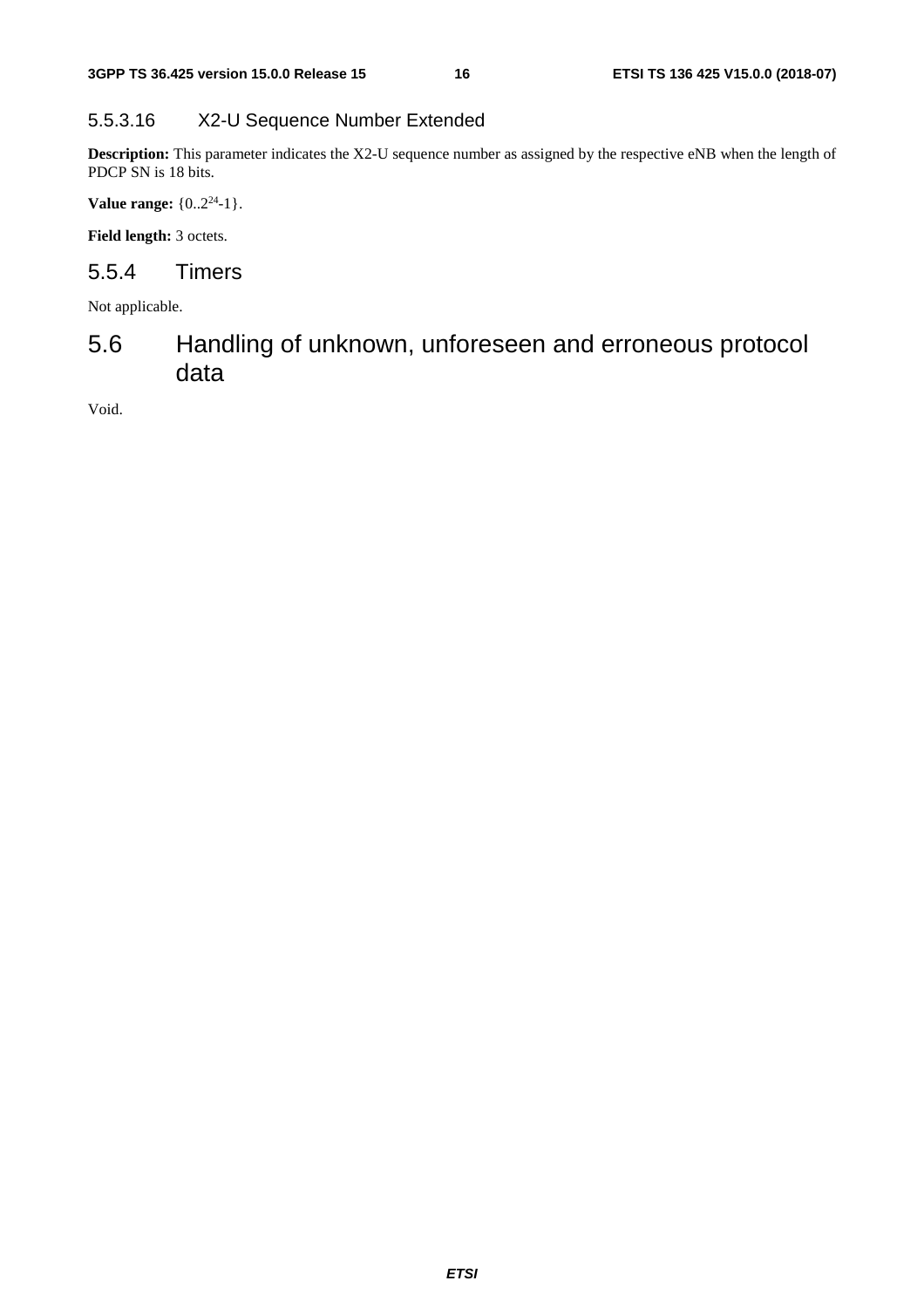#### 5.5.3.16 X2-U Sequence Number Extended

**Description:** This parameter indicates the X2-U sequence number as assigned by the respective eNB when the length of PDCP SN is 18 bits.

**Value range:** $\{0..2^{24}-1\}$.

**Field length:** 3 octets.

### 5.5.4 Timers

Not applicable.

## 5.6 Handling of unknown, unforeseen and erroneous protocol data

Void.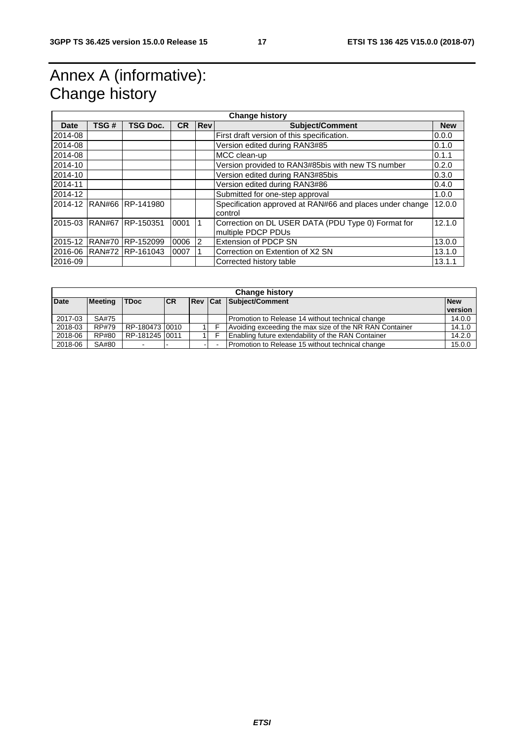# Annex A (informative): Change history

| Change history | | | | | | |
|---|---|---|---|---|---|---|
| **Date** | **TSG #** | **TSG Doc.** | **CR** | **Rev** | **Subject/Comment** | **New** |
| 2014-08 | | | | | First draft version of this specification. | 0.0.0 |
| 2014-08 | | | | | Version edited during RAN3#85 | 0.1.0 |
| 2014-08 | | | | | MCC clean-up | 0.1.1 |
| 2014-10 | | | | | Version provided to RAN3#85bis with new TS number | 0.2.0 |
| 2014-10 | | | | | Version edited during RAN3#85bis | 0.3.0 |
| 2014-11 | | | | | Version edited during RAN3#86 | 0.4.0 |
| 2014-12 | | | | | Submitted for one-step approval | 1.0.0 |
| 2014-12 | RAN#66 | RP-141980 | | | Specification approved at RAN#66 and places under change control | 12.0.0 |
| 2015-03 | RAN#67 | RP-150351 | 0001 | 1 | Correction on DL USER DATA (PDU Type 0) Format for multiple PDCP PDUs | 12.1.0 |
| 2015-12 | RAN#70 | RP-152099 | 0006 | 2 | Extension of PDCP SN | 13.0.0 |
| 2016-06 | RAN#72 | RP-161043 | 0007 | 1 | Correction on Extention of X2 SN | 13.1.0 |
| 2016-09 | | | | | Corrected history table | 13.1.1 |

| Change history | | | | | | | |
|---|---|---|---|---|---|---|---|
| **Date** | **Meeting** | **TDoc** | **CR** | **Rev** | **Cat** | **Subject/Comment** | **New version** |
| 2017-03 | SA#75 | | | | | Promotion to Release 14 without technical change | 14.0.0 |
| 2018-03 | RP#79 | RP-180473 | 0010 | 1 | F | Avoiding exceeding the max size of the NR RAN Container | 14.1.0 |
| 2018-06 | RP#80 | RP-181245 | 0011 | 1 | F | Enabling future extendability of the RAN Container | 14.2.0 |
| 2018-06 | SA#80 | - | - | - | - | Promotion to Release 15 without technical change | 15.0.0 |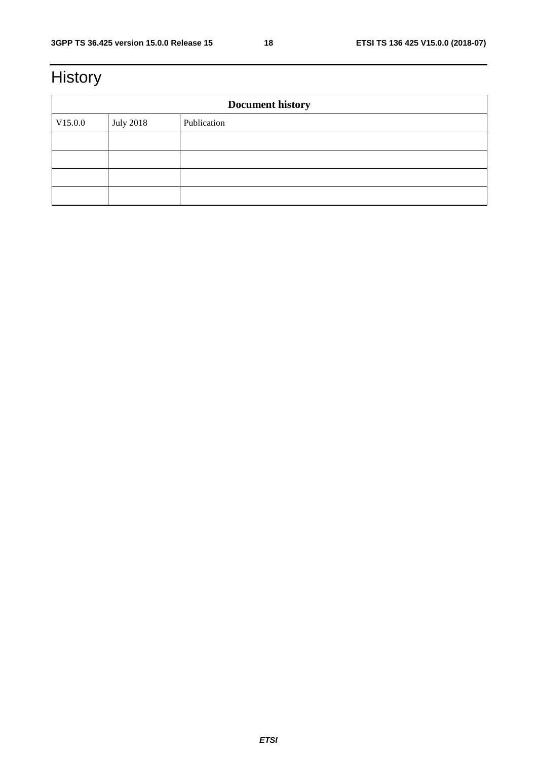# History

| Document history | | |
|---|---|---|
| V15.0.0 | July 2018 | Publication |
| | | |
| | | |
| | | |
| | | |